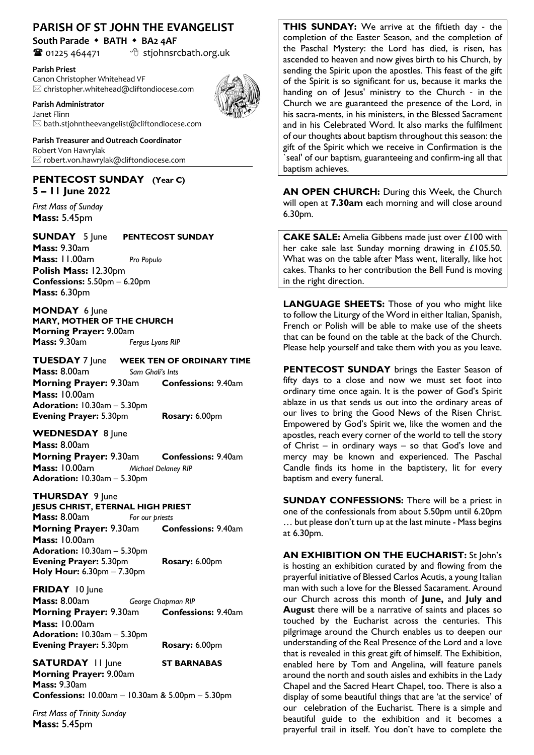# PARISH OF ST JOHN THE EVANGELIST

**South Parade ◆ BATH ◆ BA2 4AF**

☎ 01225 464471 stjohnsrcbath.org.uk

**Parish Priest**
Canon Christopher Whitehead VF
✉ christopher.whitehead@cliftondiocese.com

**Parish Administrator**
Janet Flinn
✉ bath.stjohntheevangelist@cliftondiocese.com

**Parish Treasurer and Outreach Coordinator**
Robert Von Hawrylak
✉ robert.von.hawrylak@cliftondiocese.com

## PENTECOST SUNDAY (Year C)
## 5 – 11 June 2022

*First Mass of Sunday*
**Mass:** 5.45pm

**SUNDAY** 5 June **PENTECOST SUNDAY**
**Mass:** 9.30am
**Mass:** 11.00am *Pro Populo*
**Polish Mass:** 12.30pm
**Confessions:** 5.50pm – 6.20pm
**Mass:** 6.30pm

**MONDAY** 6 June
**MARY, MOTHER OF THE CHURCH**
**Morning Prayer:** 9.00am
**Mass:** 9.30am *Fergus Lyons RIP*

**TUESDAY** 7 June **WEEK TEN OF ORDINARY TIME**
**Mass:** 8.00am *Sam Ghali's Ints*
**Morning Prayer:** 9.30am **Confessions:** 9.40am
**Mass:** 10.00am
**Adoration:** 10.30am – 5.30pm
**Evening Prayer:** 5.30pm **Rosary:** 6.00pm

**WEDNESDAY** 8 June
**Mass:** 8.00am
**Morning Prayer:** 9.30am **Confessions:** 9.40am
**Mass:** 10.00am *Michael Delaney RIP*
**Adoration:** 10.30am – 5.30pm

**THURSDAY** 9 June
**JESUS CHRIST, ETERNAL HIGH PRIEST**
**Mass:** 8.00am *For our priests*
**Morning Prayer:** 9.30am **Confessions:** 9.40am
**Mass:** 10.00am
**Adoration:** 10.30am – 5.30pm
**Evening Prayer:** 5.30pm **Rosary:** 6.00pm
**Holy Hour:** 6.30pm – 7.30pm

**FRIDAY** 10 June
**Mass:** 8.00am *George Chapman RIP*
**Morning Prayer:** 9.30am **Confessions:** 9.40am
**Mass:** 10.00am
**Adoration:** 10.30am – 5.30pm
**Evening Prayer:** 5.30pm **Rosary:** 6.00pm

**SATURDAY** 11 June **ST BARNABAS**
**Morning Prayer:** 9.00am
**Mass:** 9.30am
**Confessions:** 10.00am – 10.30am & 5.00pm – 5.30pm

*First Mass of Trinity Sunday*
**Mass:** 5.45pm

**THIS SUNDAY:** We arrive at the fiftieth day - the completion of the Easter Season, and the completion of the Paschal Mystery: the Lord has died, is risen, has ascended to heaven and now gives birth to his Church, by sending the Spirit upon the apostles. This feast of the gift of the Spirit is so significant for us, because it marks the handing on of Jesus' ministry to the Church - in the Church we are guaranteed the presence of the Lord, in his sacra-ments, in his ministers, in the Blessed Sacrament and in his Celebrated Word. It also marks the fulfilment of our thoughts about baptism throughout this season: the gift of the Spirit which we receive in Confirmation is the `seal' of our baptism, guaranteeing and confirm-ing all that baptism achieves.

**AN OPEN CHURCH:** During this Week, the Church will open at **7.30am** each morning and will close around 6.30pm.

**CAKE SALE:** Amelia Gibbens made just over £100 with her cake sale last Sunday morning drawing in £105.50. What was on the table after Mass went, literally, like hot cakes. Thanks to her contribution the Bell Fund is moving in the right direction.

**LANGUAGE SHEETS:** Those of you who might like to follow the Liturgy of the Word in either Italian, Spanish, French or Polish will be able to make use of the sheets that can be found on the table at the back of the Church. Please help yourself and take them with you as you leave.

**PENTECOST SUNDAY** brings the Easter Season of fifty days to a close and now we must set foot into ordinary time once again. It is the power of God's Spirit ablaze in us that sends us out into the ordinary areas of our lives to bring the Good News of the Risen Christ. Empowered by God's Spirit we, like the women and the apostles, reach every corner of the world to tell the story of Christ – in ordinary ways – so that God's love and mercy may be known and experienced. The Paschal Candle finds its home in the baptistery, lit for every baptism and every funeral.

**SUNDAY CONFESSIONS:** There will be a priest in one of the confessionals from about 5.50pm until 6.20pm … but please don't turn up at the last minute - Mass begins at 6.30pm.

**AN EXHIBITION ON THE EUCHARIST:** St John's is hosting an exhibition curated by and flowing from the prayerful initiative of Blessed Carlos Acutis, a young Italian man with such a love for the Blessed Sacarament. Around our Church across this month of **June,** and **July and August** there will be a narrative of saints and places so touched by the Eucharist across the centuries. This pilgrimage around the Church enables us to deepen our understanding of the Real Presence of the Lord and a love that is revealed in this great gift of himself. The Exhibition, enabled here by Tom and Angelina, will feature panels around the north and south aisles and exhibits in the Lady Chapel and the Sacred Heart Chapel, too. There is also a display of some beautiful things that are 'at the service' of our celebration of the Eucharist. There is a simple and beautiful guide to the exhibition and it becomes a prayerful trail in itself. You don't have to complete the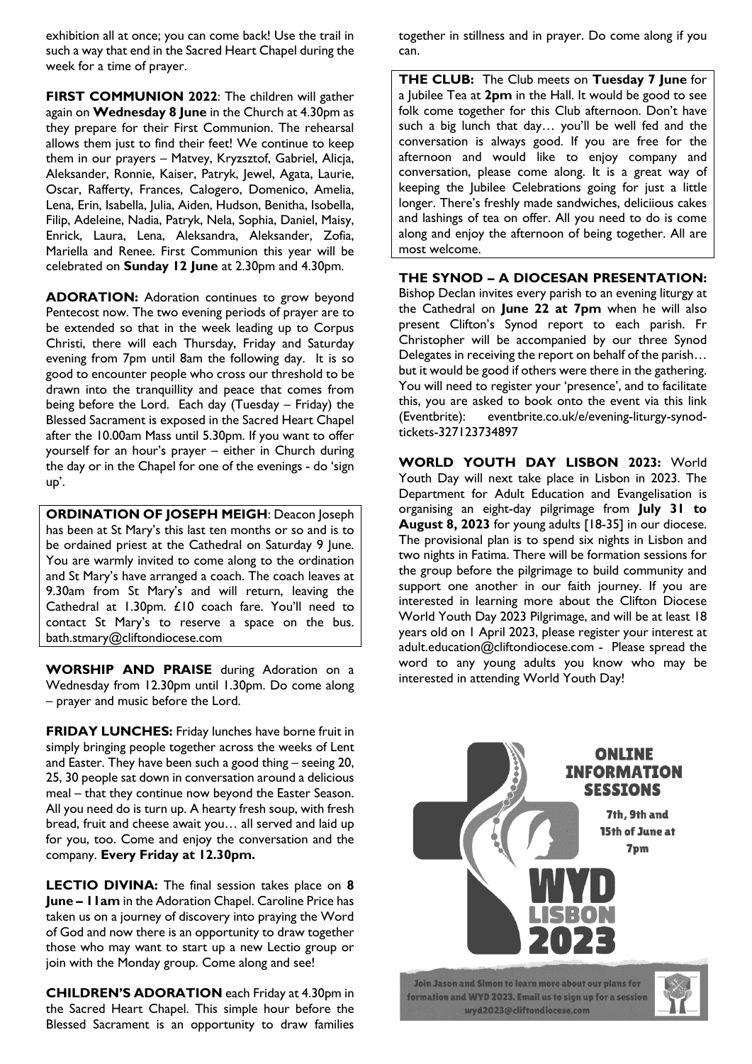exhibition all at once; you can come back! Use the trail in such a way that end in the Sacred Heart Chapel during the week for a time of prayer.

**FIRST COMMUNION 2022**: The children will gather again on **Wednesday 8 June** in the Church at 4.30pm as they prepare for their First Communion. The rehearsal allows them just to find their feet! We continue to keep them in our prayers – Matvey, Kryzsztof, Gabriel, Alicja, Aleksander, Ronnie, Kaiser, Patryk, Jewel, Agata, Laurie, Oscar, Rafferty, Frances, Calogero, Domenico, Amelia, Lena, Erin, Isabella, Julia, Aiden, Hudson, Benitha, Isobella, Filip, Adeleine, Nadia, Patryk, Nela, Sophia, Daniel, Maisy, Enrick, Laura, Lena, Aleksandra, Aleksander, Zofia, Mariella and Renee. First Communion this year will be celebrated on **Sunday 12 June** at 2.30pm and 4.30pm.

**ADORATION:** Adoration continues to grow beyond Pentecost now. The two evening periods of prayer are to be extended so that in the week leading up to Corpus Christi, there will each Thursday, Friday and Saturday evening from 7pm until 8am the following day. It is so good to encounter people who cross our threshold to be drawn into the tranquillity and peace that comes from being before the Lord. Each day (Tuesday – Friday) the Blessed Sacrament is exposed in the Sacred Heart Chapel after the 10.00am Mass until 5.30pm. If you want to offer yourself for an hour's prayer – either in Church during the day or in the Chapel for one of the evenings - do 'sign up'.

**ORDINATION OF JOSEPH MEIGH**: Deacon Joseph has been at St Mary's this last ten months or so and is to be ordained priest at the Cathedral on Saturday 9 June. You are warmly invited to come along to the ordination and St Mary's have arranged a coach. The coach leaves at 9.30am from St Mary's and will return, leaving the Cathedral at 1.30pm. £10 coach fare. You'll need to contact St Mary's to reserve a space on the bus. bath.stmary@cliftondiocese.com

**WORSHIP AND PRAISE** during Adoration on a Wednesday from 12.30pm until 1.30pm. Do come along – prayer and music before the Lord.

**FRIDAY LUNCHES:** Friday lunches have borne fruit in simply bringing people together across the weeks of Lent and Easter. They have been such a good thing – seeing 20, 25, 30 people sat down in conversation around a delicious meal – that they continue now beyond the Easter Season. All you need do is turn up. A hearty fresh soup, with fresh bread, fruit and cheese await you… all served and laid up for you, too. Come and enjoy the conversation and the company. **Every Friday at 12.30pm.**

**LECTIO DIVINA:** The final session takes place on **8 June – 11am** in the Adoration Chapel. Caroline Price has taken us on a journey of discovery into praying the Word of God and now there is an opportunity to draw together those who may want to start up a new Lectio group or join with the Monday group. Come along and see!

**CHILDREN'S ADORATION** each Friday at 4.30pm in the Sacred Heart Chapel. This simple hour before the Blessed Sacrament is an opportunity to draw families together in stillness and in prayer. Do come along if you can.

**THE CLUB:** The Club meets on **Tuesday 7 June** for a Jubilee Tea at **2pm** in the Hall. It would be good to see folk come together for this Club afternoon. Don't have such a big lunch that day… you'll be well fed and the conversation is always good. If you are free for the afternoon and would like to enjoy company and conversation, please come along. It is a great way of keeping the Jubilee Celebrations going for just a little longer. There's freshly made sandwiches, deliciious cakes and lashings of tea on offer. All you need to do is come along and enjoy the afternoon of being together. All are most welcome.

**THE SYNOD – A DIOCESAN PRESENTATION:** Bishop Declan invites every parish to an evening liturgy at the Cathedral on **June 22 at 7pm** when he will also present Clifton's Synod report to each parish. Fr Christopher will be accompanied by our three Synod Delegates in receiving the report on behalf of the parish… but it would be good if others were there in the gathering. You will need to register your 'presence', and to facilitate this, you are asked to book onto the event via this link (Eventbrite): eventbrite.co.uk/e/evening-liturgy-synod-tickets-327123734897

**WORLD YOUTH DAY LISBON 2023:** World Youth Day will next take place in Lisbon in 2023. The Department for Adult Education and Evangelisation is organising an eight-day pilgrimage from **July 31 to August 8, 2023** for young adults [18-35] in our diocese. The provisional plan is to spend six nights in Lisbon and two nights in Fatima. There will be formation sessions for the group before the pilgrimage to build community and support one another in our faith journey. If you are interested in learning more about the Clifton Diocese World Youth Day 2023 Pilgrimage, and will be at least 18 years old on 1 April 2023, please register your interest at adult.education@cliftondiocese.com - Please spread the word to any young adults you know who may be interested in attending World Youth Day!

**ONLINE INFORMATION SESSIONS**

7th, 9th and 15th of June at 7pm

WYD LISBON 2023

Join Jason and Simon to learn more about our plans for formation and WYD 2023. Email us to sign up for a session wyd2023@cliftondiocese.com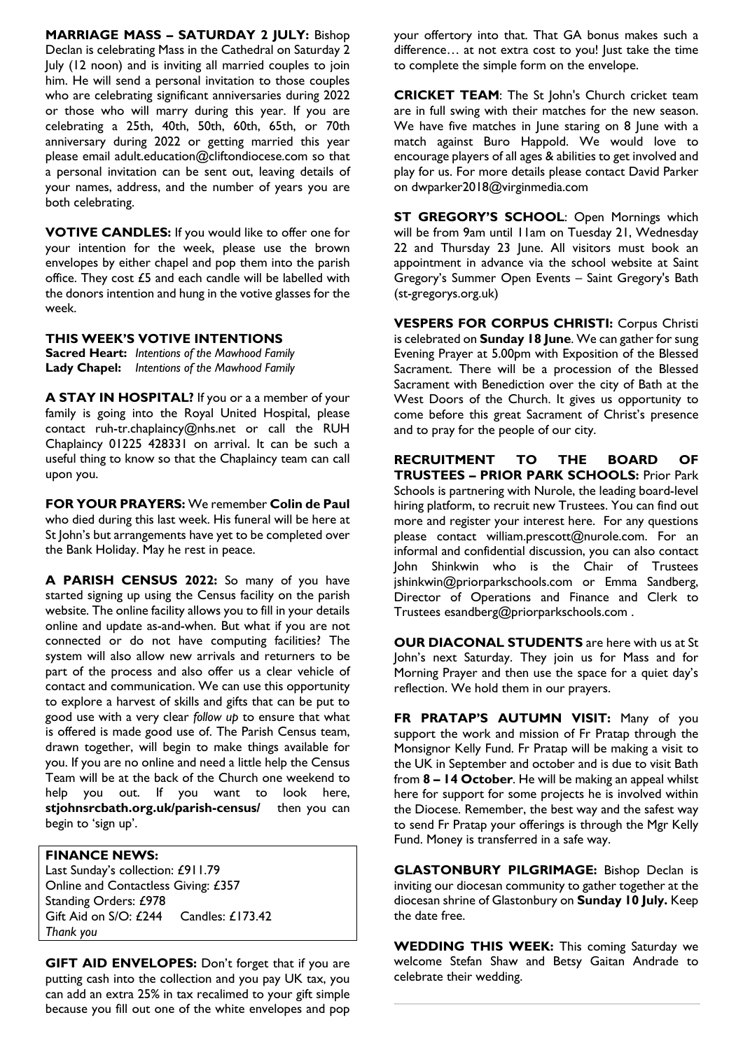**MARRIAGE MASS – SATURDAY 2 JULY:** Bishop Declan is celebrating Mass in the Cathedral on Saturday 2 July (12 noon) and is inviting all married couples to join him. He will send a personal invitation to those couples who are celebrating significant anniversaries during 2022 or those who will marry during this year. If you are celebrating a 25th, 40th, 50th, 60th, 65th, or 70th anniversary during 2022 or getting married this year please email adult.education@cliftondiocese.com so that a personal invitation can be sent out, leaving details of your names, address, and the number of years you are both celebrating.

**VOTIVE CANDLES:** If you would like to offer one for your intention for the week, please use the brown envelopes by either chapel and pop them into the parish office. They cost £5 and each candle will be labelled with the donors intention and hung in the votive glasses for the week.

**THIS WEEK'S VOTIVE INTENTIONS**
**Sacred Heart:** *Intentions of the Mawhood Family*
**Lady Chapel:** *Intentions of the Mawhood Family*

**A STAY IN HOSPITAL?** If you or a a member of your family is going into the Royal United Hospital, please contact ruh-tr.chaplaincy@nhs.net or call the RUH Chaplaincy 01225 428331 on arrival. It can be such a useful thing to know so that the Chaplaincy team can call upon you.

**FOR YOUR PRAYERS:** We remember **Colin de Paul** who died during this last week. His funeral will be here at St John's but arrangements have yet to be completed over the Bank Holiday. May he rest in peace.

**A PARISH CENSUS 2022:** So many of you have started signing up using the Census facility on the parish website. The online facility allows you to fill in your details online and update as-and-when. But what if you are not connected or do not have computing facilities? The system will also allow new arrivals and returners to be part of the process and also offer us a clear vehicle of contact and communication. We can use this opportunity to explore a harvest of skills and gifts that can be put to good use with a very clear *follow up* to ensure that what is offered is made good use of. The Parish Census team, drawn together, will begin to make things available for you. If you are no online and need a little help the Census Team will be at the back of the Church one weekend to help you out. If you want to look here, **stjohnsrcbath.org.uk/parish-census/** then you can begin to 'sign up'.

**FINANCE NEWS:**
Last Sunday's collection: £911.79
Online and Contactless Giving: £357
Standing Orders: £978
Gift Aid on S/O: £244 Candles: £173.42
*Thank you*

**GIFT AID ENVELOPES:** Don't forget that if you are putting cash into the collection and you pay UK tax, you can add an extra 25% in tax recalimed to your gift simple because you fill out one of the white envelopes and pop your offertory into that. That GA bonus makes such a difference… at not extra cost to you! Just take the time to complete the simple form on the envelope.

**CRICKET TEAM**: The St John's Church cricket team are in full swing with their matches for the new season. We have five matches in June staring on 8 June with a match against Buro Happold. We would love to encourage players of all ages & abilities to get involved and play for us. For more details please contact David Parker on dwparker2018@virginmedia.com

**ST GREGORY'S SCHOOL**: Open Mornings which will be from 9am until 11am on Tuesday 21, Wednesday 22 and Thursday 23 June. All visitors must book an appointment in advance via the school website at Saint Gregory's Summer Open Events – Saint Gregory's Bath (st-gregorys.org.uk)

**VESPERS FOR CORPUS CHRISTI:** Corpus Christi is celebrated on **Sunday 18 June**. We can gather for sung Evening Prayer at 5.00pm with Exposition of the Blessed Sacrament. There will be a procession of the Blessed Sacrament with Benediction over the city of Bath at the West Doors of the Church. It gives us opportunity to come before this great Sacrament of Christ's presence and to pray for the people of our city.

**RECRUITMENT TO THE BOARD OF TRUSTEES – PRIOR PARK SCHOOLS:** Prior Park Schools is partnering with Nurole, the leading board-level hiring platform, to recruit new Trustees. You can find out more and register your interest here. For any questions please contact william.prescott@nurole.com. For an informal and confidential discussion, you can also contact John Shinkwin who is the Chair of Trustees jshinkwin@priorparkschools.com or Emma Sandberg, Director of Operations and Finance and Clerk to Trustees esandberg@priorparkschools.com .

**OUR DIACONAL STUDENTS** are here with us at St John's next Saturday. They join us for Mass and for Morning Prayer and then use the space for a quiet day's reflection. We hold them in our prayers.

**FR PRATAP'S AUTUMN VISIT:** Many of you support the work and mission of Fr Pratap through the Monsignor Kelly Fund. Fr Pratap will be making a visit to the UK in September and october and is due to visit Bath from **8 – 14 October**. He will be making an appeal whilst here for support for some projects he is involved within the Diocese. Remember, the best way and the safest way to send Fr Pratap your offerings is through the Mgr Kelly Fund. Money is transferred in a safe way.

**GLASTONBURY PILGRIMAGE:** Bishop Declan is inviting our diocesan community to gather together at the diocesan shrine of Glastonbury on **Sunday 10 July.** Keep the date free.

**WEDDING THIS WEEK:** This coming Saturday we welcome Stefan Shaw and Betsy Gaitan Andrade to celebrate their wedding.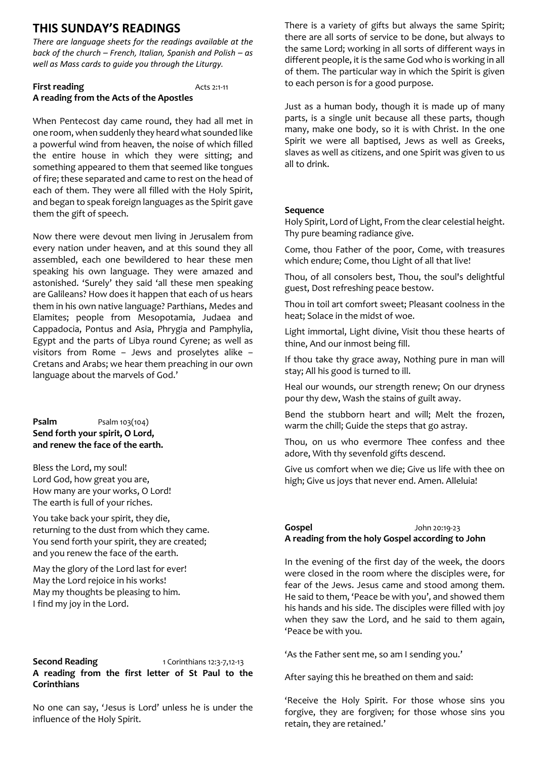# THIS SUNDAY'S READINGS

*There are language sheets for the readings available at the back of the church – French, Italian, Spanish and Polish – as well as Mass cards to guide you through the Liturgy.*

**First reading** Acts 2:1-11
**A reading from the Acts of the Apostles**

When Pentecost day came round, they had all met in one room, when suddenly they heard what sounded like a powerful wind from heaven, the noise of which filled the entire house in which they were sitting; and something appeared to them that seemed like tongues of fire; these separated and came to rest on the head of each of them. They were all filled with the Holy Spirit, and began to speak foreign languages as the Spirit gave them the gift of speech.

Now there were devout men living in Jerusalem from every nation under heaven, and at this sound they all assembled, each one bewildered to hear these men speaking his own language. They were amazed and astonished. 'Surely' they said 'all these men speaking are Galileans? How does it happen that each of us hears them in his own native language? Parthians, Medes and Elamites; people from Mesopotamia, Judaea and Cappadocia, Pontus and Asia, Phrygia and Pamphylia, Egypt and the parts of Libya round Cyrene; as well as visitors from Rome – Jews and proselytes alike – Cretans and Arabs; we hear them preaching in our own language about the marvels of God.'

**Psalm** Psalm 103(104)
**Send forth your spirit, O Lord,**
**and renew the face of the earth.**

Bless the Lord, my soul!
Lord God, how great you are,
How many are your works, O Lord!
The earth is full of your riches.

You take back your spirit, they die,
returning to the dust from which they came.
You send forth your spirit, they are created;
and you renew the face of the earth.

May the glory of the Lord last for ever!
May the Lord rejoice in his works!
May my thoughts be pleasing to him.
I find my joy in the Lord.

**Second Reading** 1 Corinthians 12:3-7,12-13
**A reading from the first letter of St Paul to the Corinthians**

No one can say, 'Jesus is Lord' unless he is under the influence of the Holy Spirit.

There is a variety of gifts but always the same Spirit; there are all sorts of service to be done, but always to the same Lord; working in all sorts of different ways in different people, it is the same God who is working in all of them. The particular way in which the Spirit is given to each person is for a good purpose.

Just as a human body, though it is made up of many parts, is a single unit because all these parts, though many, make one body, so it is with Christ. In the one Spirit we were all baptised, Jews as well as Greeks, slaves as well as citizens, and one Spirit was given to us all to drink.

**Sequence**

Holy Spirit, Lord of Light, From the clear celestial height. Thy pure beaming radiance give.

Come, thou Father of the poor, Come, with treasures which endure; Come, thou Light of all that live!

Thou, of all consolers best, Thou, the soul's delightful guest, Dost refreshing peace bestow.

Thou in toil art comfort sweet; Pleasant coolness in the heat; Solace in the midst of woe.

Light immortal, Light divine, Visit thou these hearts of thine, And our inmost being fill.

If thou take thy grace away, Nothing pure in man will stay; All his good is turned to ill.

Heal our wounds, our strength renew; On our dryness pour thy dew, Wash the stains of guilt away.

Bend the stubborn heart and will; Melt the frozen, warm the chill; Guide the steps that go astray.

Thou, on us who evermore Thee confess and thee adore, With thy sevenfold gifts descend.

Give us comfort when we die; Give us life with thee on high; Give us joys that never end. Amen. Alleluia!

**Gospel** John 20:19-23
**A reading from the holy Gospel according to John**

In the evening of the first day of the week, the doors were closed in the room where the disciples were, for fear of the Jews. Jesus came and stood among them. He said to them, 'Peace be with you', and showed them his hands and his side. The disciples were filled with joy when they saw the Lord, and he said to them again, 'Peace be with you.

'As the Father sent me, so am I sending you.'

After saying this he breathed on them and said:

'Receive the Holy Spirit. For those whose sins you forgive, they are forgiven; for those whose sins you retain, they are retained.'